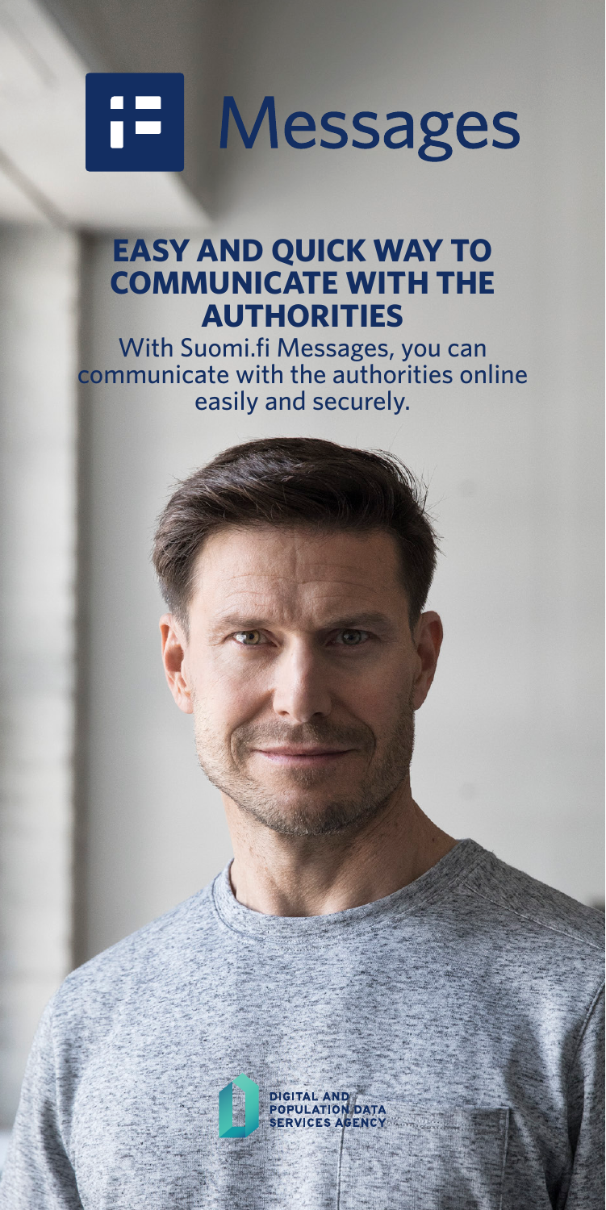# Messages

## EASY AND QUICK WAY TO COMMUNICATE WITH THE AUTHORITIES

With Suomi.fi Messages, you can communicate with the authorities online easily and securely.

DIGITAL AND POPULATION DATA SERVICES AGENCY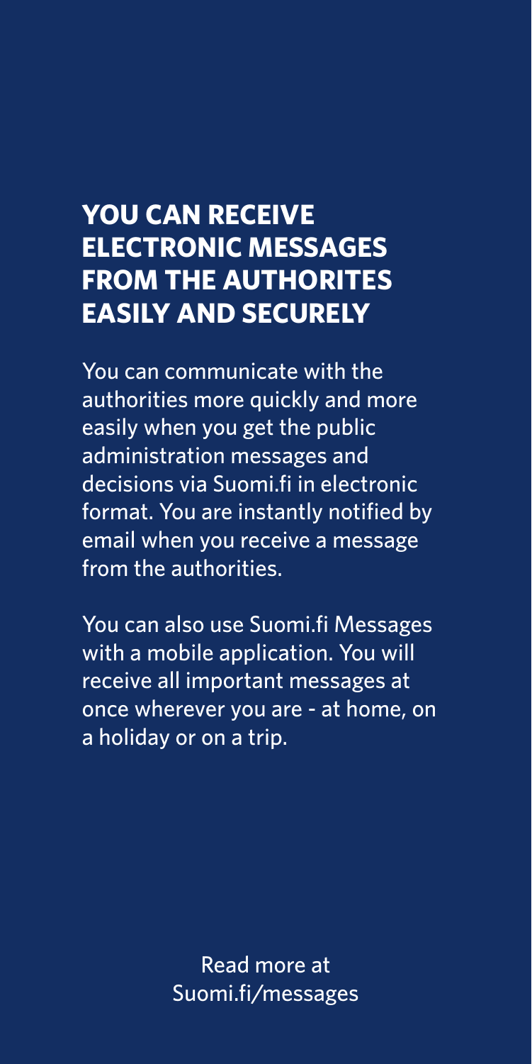# YOU CAN RECEIVE ELECTRONIC MESSAGES FROM THE AUTHORITES EASILY AND SECURELY

You can communicate with the authorities more quickly and more easily when you get the public administration messages and decisions via Suomi.fi in electronic format. You are instantly notified by email when you receive a message from the authorities.

You can also use Suomi.fi Messages with a mobile application. You will receive all important messages at once wherever you are - at home, on a holiday or on a trip.

Read more at Suomi.fi/messages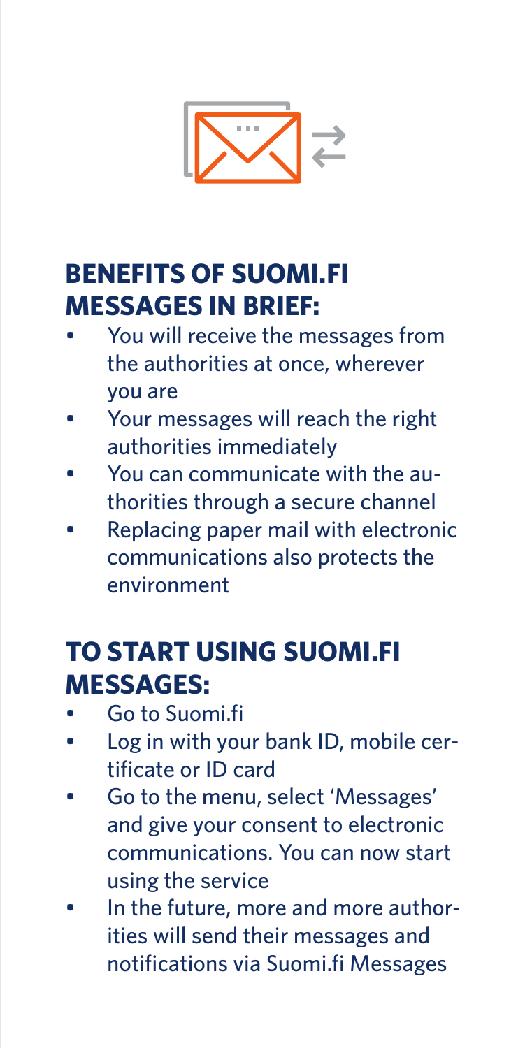## BENEFITS OF SUOMI.FI MESSAGES IN BRIEF:

- You will receive the messages from the authorities at once, wherever you are
- Your messages will reach the right authorities immediately
- You can communicate with the authorities through a secure channel
- Replacing paper mail with electronic communications also protects the environment

## TO START USING SUOMI.FI MESSAGES:

- Go to Suomi.fi
- Log in with your bank ID, mobile certificate or ID card
- Go to the menu, select 'Messages' and give your consent to electronic communications. You can now start using the service
- In the future, more and more authorities will send their messages and notifications via Suomi.fi Messages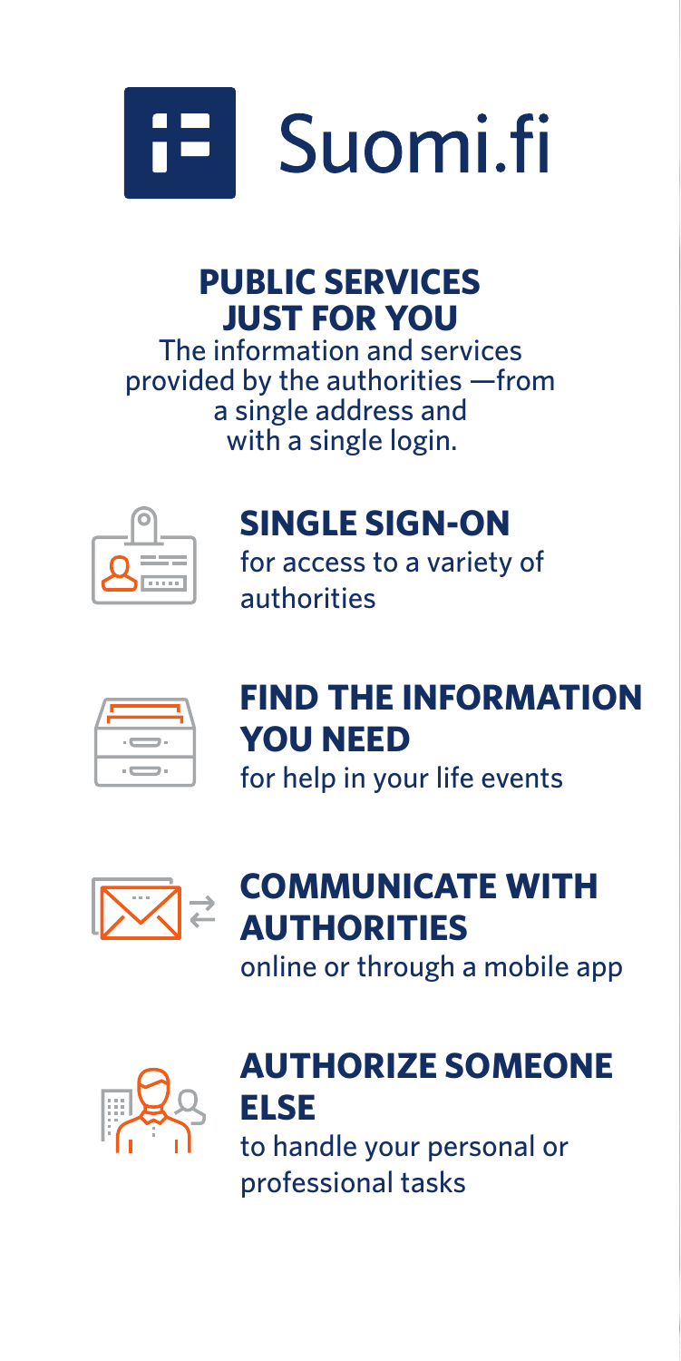# Suomi.fi

## PUBLIC SERVICES JUST FOR YOU

The information and services provided by the authorities —from a single address and with a single login.

### SINGLE SIGN-ON

for access to a variety of authorities

### FIND THE INFORMATION YOU NEED

for help in your life events

### COMMUNICATE WITH AUTHORITIES

online or through a mobile app

### AUTHORIZE SOMEONE ELSE

to handle your personal or professional tasks